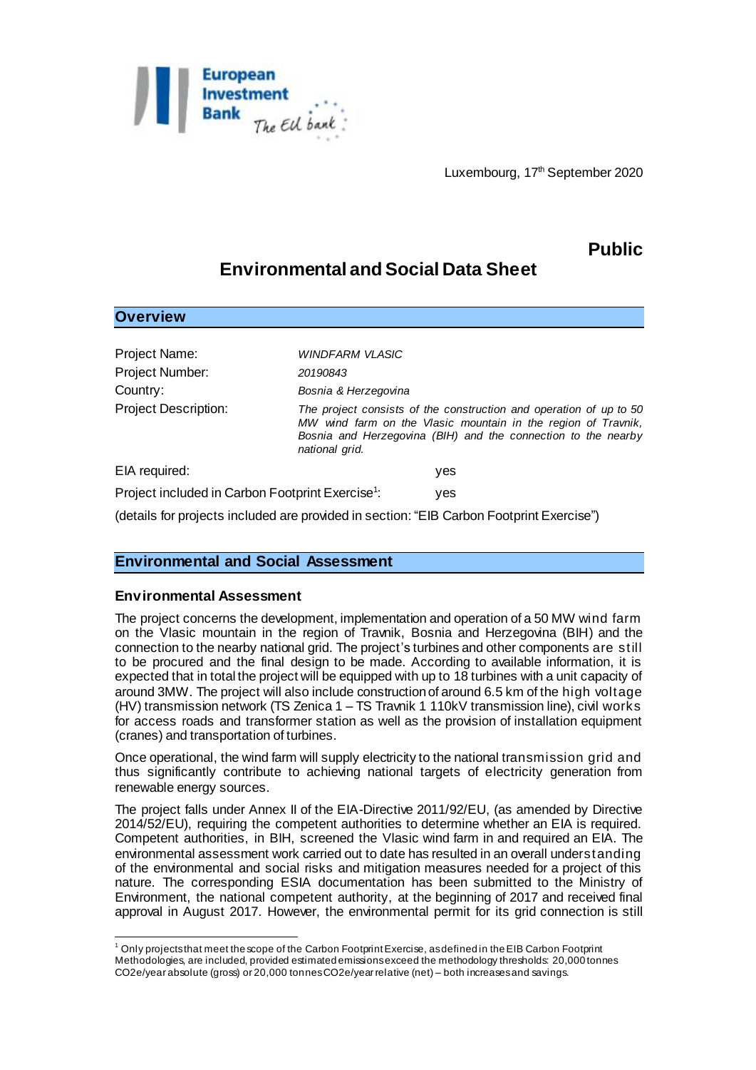Luxembourg, 17th September 2020

**Public**

# Environmental and Social Data Sheet

## Overview

| | |
|---|---|
| Project Name: | *WINDFARM VLASIC* |
| Project Number: | *20190843* |
| Country: | *Bosnia & Herzegovina* |
| Project Description: | *The project consists of the construction and operation of up to 50 MW wind farm on the Vlasic mountain in the region of Travnik, Bosnia and Herzegovina (BIH) and the connection to the nearby national grid.* |

EIA required: yes

Project included in Carbon Footprint Exercise[1]: yes

(details for projects included are provided in section: "EIB Carbon Footprint Exercise")

## Environmental and Social Assessment

### Environmental Assessment

The project concerns the development, implementation and operation of a 50 MW wind farm on the Vlasic mountain in the region of Travnik, Bosnia and Herzegovina (BIH) and the connection to the nearby national grid. The project's turbines and other components are still to be procured and the final design to be made. According to available information, it is expected that in total the project will be equipped with up to 18 turbines with a unit capacity of around 3MW. The project will also include construction of around 6.5 km of the high voltage (HV) transmission network (TS Zenica 1 – TS Travnik 1 110kV transmission line), civil works for access roads and transformer station as well as the provision of installation equipment (cranes) and transportation of turbines.

Once operational, the wind farm will supply electricity to the national transmission grid and thus significantly contribute to achieving national targets of electricity generation from renewable energy sources.

The project falls under Annex II of the EIA-Directive 2011/92/EU, (as amended by Directive 2014/52/EU), requiring the competent authorities to determine whether an EIA is required. Competent authorities, in BIH, screened the Vlasic wind farm in and required an EIA. The environmental assessment work carried out to date has resulted in an overall understanding of the environmental and social risks and mitigation measures needed for a project of this nature. The corresponding ESIA documentation has been submitted to the Ministry of Environment, the national competent authority, at the beginning of 2017 and received final approval in August 2017. However, the environmental permit for its grid connection is still

[1] Only projects that meet the scope of the Carbon Footprint Exercise, as defined in the EIB Carbon Footprint Methodologies, are included, provided estimated emissions exceed the methodology thresholds: 20,000 tonnes CO2e/year absolute (gross) or 20,000 tonnes CO2e/year relative (net) – both increases and savings.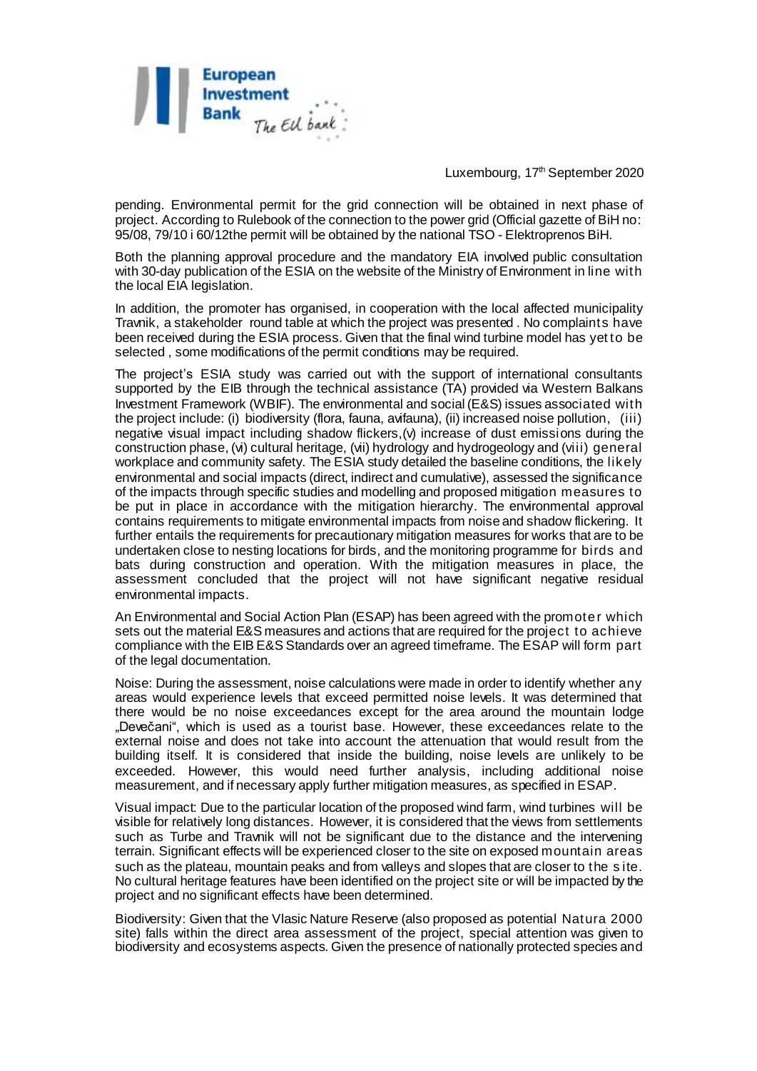pending. Environmental permit for the grid connection will be obtained in next phase of project. According to Rulebook of the connection to the power grid (Official gazette of BiH no: 95/08, 79/10 i 60/12the permit will be obtained by the national TSO - Elektroprenos BiH.

Both the planning approval procedure and the mandatory EIA involved public consultation with 30-day publication of the ESIA on the website of the Ministry of Environment in line with the local EIA legislation.

In addition, the promoter has organised, in cooperation with the local affected municipality Travnik, a stakeholder round table at which the project was presented . No complaints have been received during the ESIA process. Given that the final wind turbine model has yet to be selected , some modifications of the permit conditions may be required.

The project's ESIA study was carried out with the support of international consultants supported by the EIB through the technical assistance (TA) provided via Western Balkans Investment Framework (WBIF). The environmental and social (E&S) issues associated with the project include: (i) biodiversity (flora, fauna, avifauna), (ii) increased noise pollution, (iii) negative visual impact including shadow flickers,(v) increase of dust emissions during the construction phase, (vi) cultural heritage, (vii) hydrology and hydrogeology and (viii) general workplace and community safety. The ESIA study detailed the baseline conditions, the likely environmental and social impacts (direct, indirect and cumulative), assessed the significance of the impacts through specific studies and modelling and proposed mitigation measures to be put in place in accordance with the mitigation hierarchy. The environmental approval contains requirements to mitigate environmental impacts from noise and shadow flickering. It further entails the requirements for precautionary mitigation measures for works that are to be undertaken close to nesting locations for birds, and the monitoring programme for birds and bats during construction and operation. With the mitigation measures in place, the assessment concluded that the project will not have significant negative residual environmental impacts.

An Environmental and Social Action Plan (ESAP) has been agreed with the promoter which sets out the material E&S measures and actions that are required for the project to achieve compliance with the EIB E&S Standards over an agreed timeframe. The ESAP will form part of the legal documentation.

Noise: During the assessment, noise calculations were made in order to identify whether any areas would experience levels that exceed permitted noise levels. It was determined that there would be no noise exceedances except for the area around the mountain lodge „Devečani", which is used as a tourist base. However, these exceedances relate to the external noise and does not take into account the attenuation that would result from the building itself. It is considered that inside the building, noise levels are unlikely to be exceeded. However, this would need further analysis, including additional noise measurement, and if necessary apply further mitigation measures, as specified in ESAP.

Visual impact: Due to the particular location of the proposed wind farm, wind turbines will be visible for relatively long distances. However, it is considered that the views from settlements such as Turbe and Travnik will not be significant due to the distance and the intervening terrain. Significant effects will be experienced closer to the site on exposed mountain areas such as the plateau, mountain peaks and from valleys and slopes that are closer to the site. No cultural heritage features have been identified on the project site or will be impacted by the project and no significant effects have been determined.

Biodiversity: Given that the Vlasic Nature Reserve (also proposed as potential Natura 2000 site) falls within the direct area assessment of the project, special attention was given to biodiversity and ecosystems aspects. Given the presence of nationally protected species and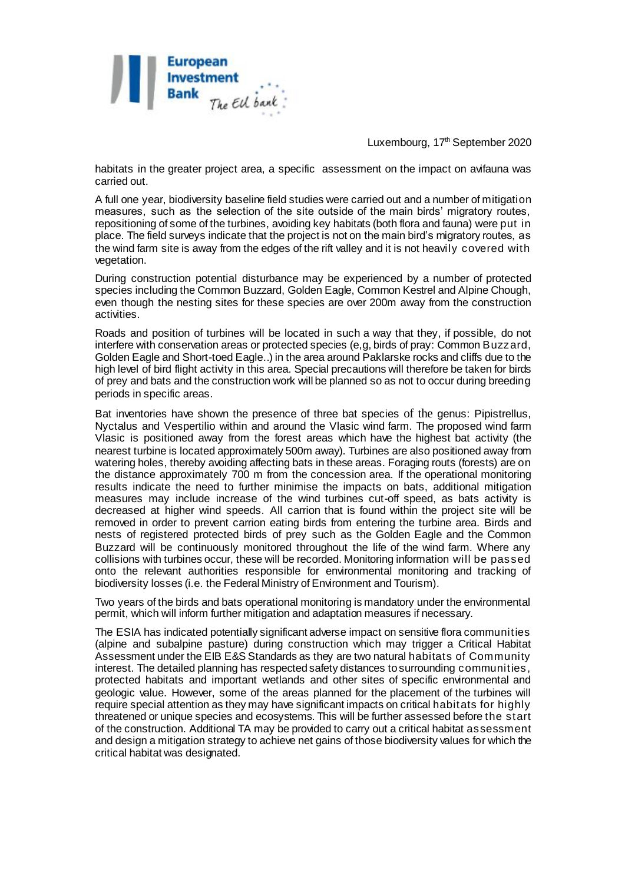habitats in the greater project area, a specific assessment on the impact on avifauna was carried out.

A full one year, biodiversity baseline field studies were carried out and a number of mitigation measures, such as the selection of the site outside of the main birds' migratory routes, repositioning of some of the turbines, avoiding key habitats (both flora and fauna) were put in place. The field surveys indicate that the project is not on the main bird's migratory routes, as the wind farm site is away from the edges of the rift valley and it is not heavily covered with vegetation.

During construction potential disturbance may be experienced by a number of protected species including the Common Buzzard, Golden Eagle, Common Kestrel and Alpine Chough, even though the nesting sites for these species are over 200m away from the construction activities.

Roads and position of turbines will be located in such a way that they, if possible, do not interfere with conservation areas or protected species (e,g, birds of pray: Common Buzzard, Golden Eagle and Short-toed Eagle..) in the area around Paklarske rocks and cliffs due to the high level of bird flight activity in this area. Special precautions will therefore be taken for birds of prey and bats and the construction work will be planned so as not to occur during breeding periods in specific areas.

Bat inventories have shown the presence of three bat species of the genus: Pipistrellus, Nyctalus and Vespertilio within and around the Vlasic wind farm. The proposed wind farm Vlasic is positioned away from the forest areas which have the highest bat activity (the nearest turbine is located approximately 500m away). Turbines are also positioned away from watering holes, thereby avoiding affecting bats in these areas. Foraging routs (forests) are on the distance approximately 700 m from the concession area. If the operational monitoring results indicate the need to further minimise the impacts on bats, additional mitigation measures may include increase of the wind turbines cut-off speed, as bats activity is decreased at higher wind speeds. All carrion that is found within the project site will be removed in order to prevent carrion eating birds from entering the turbine area. Birds and nests of registered protected birds of prey such as the Golden Eagle and the Common Buzzard will be continuously monitored throughout the life of the wind farm. Where any collisions with turbines occur, these will be recorded. Monitoring information will be passed onto the relevant authorities responsible for environmental monitoring and tracking of biodiversity losses (i.e. the Federal Ministry of Environment and Tourism).

Two years of the birds and bats operational monitoring is mandatory under the environmental permit, which will inform further mitigation and adaptation measures if necessary.

The ESIA has indicated potentially significant adverse impact on sensitive flora communities (alpine and subalpine pasture) during construction which may trigger a Critical Habitat Assessment under the EIB E&S Standards as they are two natural habitats of Community interest. The detailed planning has respected safety distances to surrounding communities, protected habitats and important wetlands and other sites of specific environmental and geologic value. However, some of the areas planned for the placement of the turbines will require special attention as they may have significant impacts on critical habitats for highly threatened or unique species and ecosystems. This will be further assessed before the start of the construction. Additional TA may be provided to carry out a critical habitat assessment and design a mitigation strategy to achieve net gains of those biodiversity values for which the critical habitat was designated.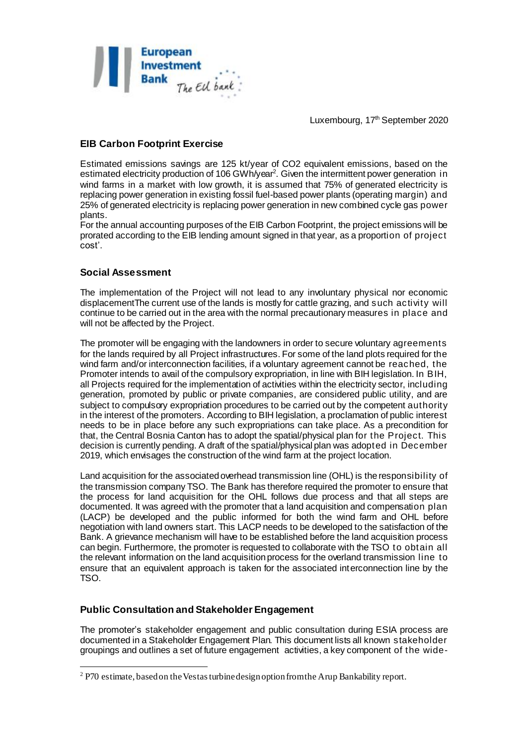Luxembourg, 17th September 2020

## EIB Carbon Footprint Exercise

Estimated emissions savings are 125 kt/year of CO2 equivalent emissions, based on the estimated electricity production of 106 GWh/year[2]. Given the intermittent power generation in wind farms in a market with low growth, it is assumed that 75% of generated electricity is replacing power generation in existing fossil fuel-based power plants (operating margin) and 25% of generated electricity is replacing power generation in new combined cycle gas power plants.

For the annual accounting purposes of the EIB Carbon Footprint, the project emissions will be prorated according to the EIB lending amount signed in that year, as a proportion of project cost'.

## Social Assessment

The implementation of the Project will not lead to any involuntary physical nor economic displacementThe current use of the lands is mostly for cattle grazing, and such activity will continue to be carried out in the area with the normal precautionary measures in place and will not be affected by the Project.

The promoter will be engaging with the landowners in order to secure voluntary agreements for the lands required by all Project infrastructures. For some of the land plots required for the wind farm and/or interconnection facilities, if a voluntary agreement cannot be reached, the Promoter intends to avail of the compulsory expropriation, in line with BIH legislation. In BIH, all Projects required for the implementation of activities within the electricity sector, including generation, promoted by public or private companies, are considered public utility, and are subject to compulsory expropriation procedures to be carried out by the competent authority in the interest of the promoters. According to BIH legislation, a proclamation of public interest needs to be in place before any such expropriations can take place. As a precondition for that, the Central Bosnia Canton has to adopt the spatial/physical plan for the Project. This decision is currently pending. A draft of the spatial/physical plan was adopted in December 2019, which envisages the construction of the wind farm at the project location.

Land acquisition for the associated overhead transmission line (OHL) is the responsibility of the transmission company TSO. The Bank has therefore required the promoter to ensure that the process for land acquisition for the OHL follows due process and that all steps are documented. It was agreed with the promoter that a land acquisition and compensation plan (LACP) be developed and the public informed for both the wind farm and OHL before negotiation with land owners start. This LACP needs to be developed to the satisfaction of the Bank. A grievance mechanism will have to be established before the land acquisition process can begin. Furthermore, the promoter is requested to collaborate with the TSO to obtain all the relevant information on the land acquisition process for the overland transmission line to ensure that an equivalent approach is taken for the associated interconnection line by the TSO.

## Public Consultation and Stakeholder Engagement

The promoter's stakeholder engagement and public consultation during ESIA process are documented in a Stakeholder Engagement Plan. This document lists all known stakeholder groupings and outlines a set of future engagement activities, a key component of the wide-

[2] P70 estimate, based on the Vestas turbine design option from the Arup Bankability report.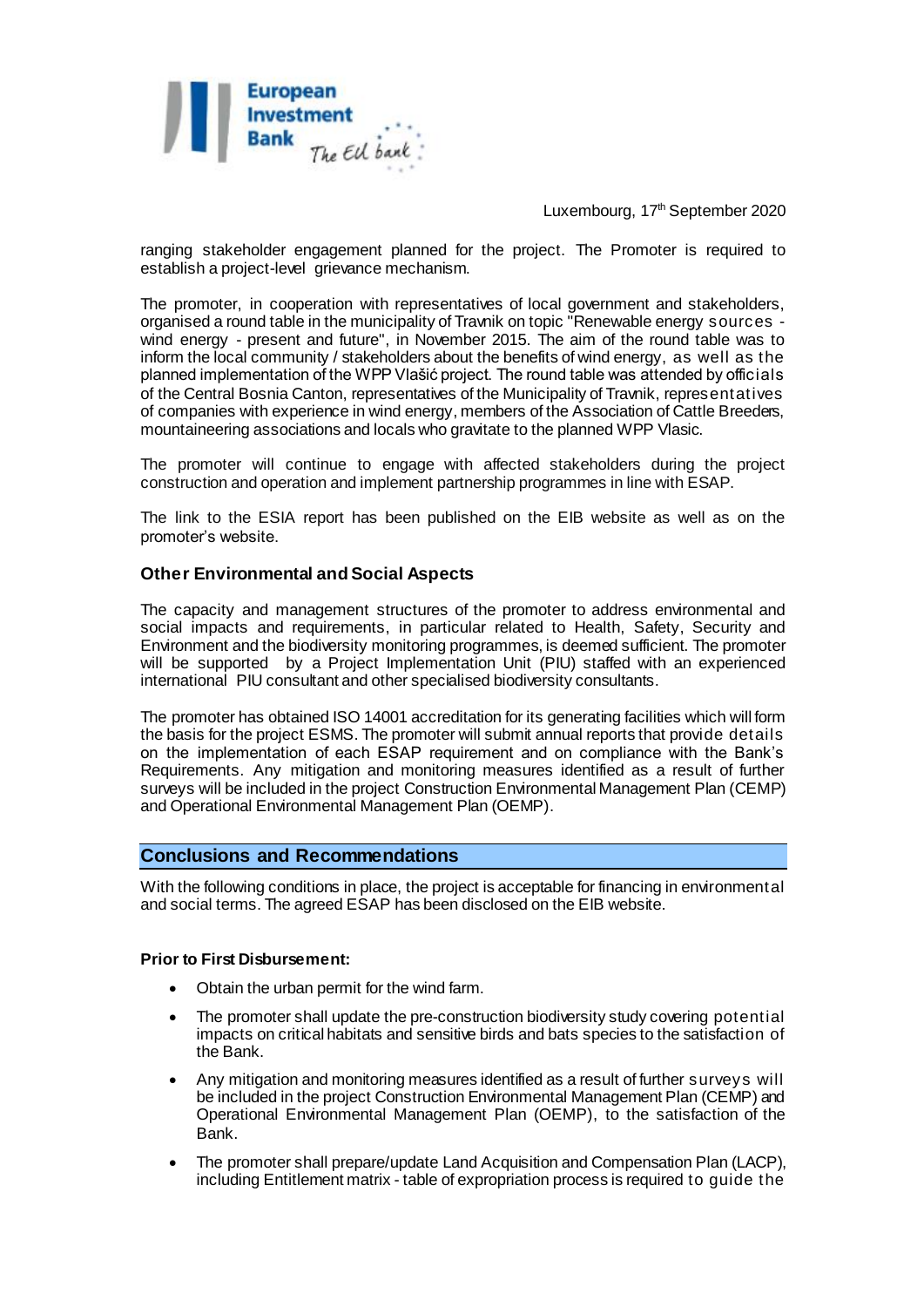ranging stakeholder engagement planned for the project. The Promoter is required to establish a project-level grievance mechanism.

The promoter, in cooperation with representatives of local government and stakeholders, organised a round table in the municipality of Travnik on topic "Renewable energy sources - wind energy - present and future", in November 2015. The aim of the round table was to inform the local community / stakeholders about the benefits of wind energy, as well as the planned implementation of the WPP Vlašić project. The round table was attended by officials of the Central Bosnia Canton, representatives of the Municipality of Travnik, representatives of companies with experience in wind energy, members of the Association of Cattle Breeders, mountaineering associations and locals who gravitate to the planned WPP Vlasic.

The promoter will continue to engage with affected stakeholders during the project construction and operation and implement partnership programmes in line with ESAP.

The link to the ESIA report has been published on the EIB website as well as on the promoter's website.

### Other Environmental and Social Aspects

The capacity and management structures of the promoter to address environmental and social impacts and requirements, in particular related to Health, Safety, Security and Environment and the biodiversity monitoring programmes, is deemed sufficient. The promoter will be supported by a Project Implementation Unit (PIU) staffed with an experienced international PIU consultant and other specialised biodiversity consultants.

The promoter has obtained ISO 14001 accreditation for its generating facilities which will form the basis for the project ESMS. The promoter will submit annual reports that provide details on the implementation of each ESAP requirement and on compliance with the Bank's Requirements. Any mitigation and monitoring measures identified as a result of further surveys will be included in the project Construction Environmental Management Plan (CEMP) and Operational Environmental Management Plan (OEMP).

## Conclusions and Recommendations

With the following conditions in place, the project is acceptable for financing in environmental and social terms. The agreed ESAP has been disclosed on the EIB website.

**Prior to First Disbursement:**

- Obtain the urban permit for the wind farm.
- The promoter shall update the pre-construction biodiversity study covering potential impacts on critical habitats and sensitive birds and bats species to the satisfaction of the Bank.
- Any mitigation and monitoring measures identified as a result of further surveys will be included in the project Construction Environmental Management Plan (CEMP) and Operational Environmental Management Plan (OEMP), to the satisfaction of the Bank.
- The promoter shall prepare/update Land Acquisition and Compensation Plan (LACP), including Entitlement matrix - table of expropriation process is required to guide the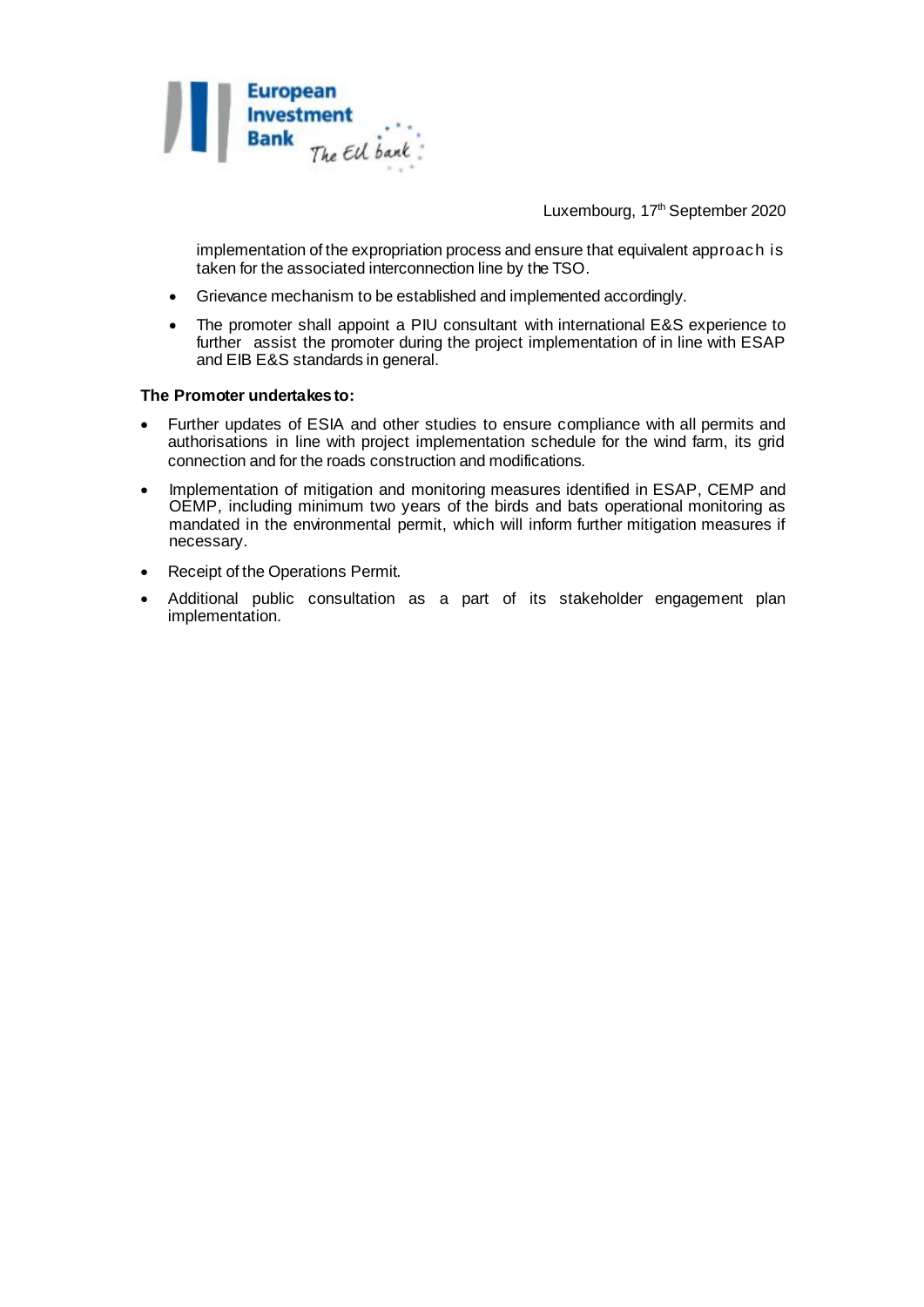implementation of the expropriation process and ensure that equivalent approach is taken for the associated interconnection line by the TSO.

- Grievance mechanism to be established and implemented accordingly.
- The promoter shall appoint a PIU consultant with international E&S experience to further assist the promoter during the project implementation of in line with ESAP and EIB E&S standards in general.

**The Promoter undertakes to:**

- Further updates of ESIA and other studies to ensure compliance with all permits and authorisations in line with project implementation schedule for the wind farm, its grid connection and for the roads construction and modifications.
- Implementation of mitigation and monitoring measures identified in ESAP, CEMP and OEMP, including minimum two years of the birds and bats operational monitoring as mandated in the environmental permit, which will inform further mitigation measures if necessary.
- Receipt of the Operations Permit.
- Additional public consultation as a part of its stakeholder engagement plan implementation.